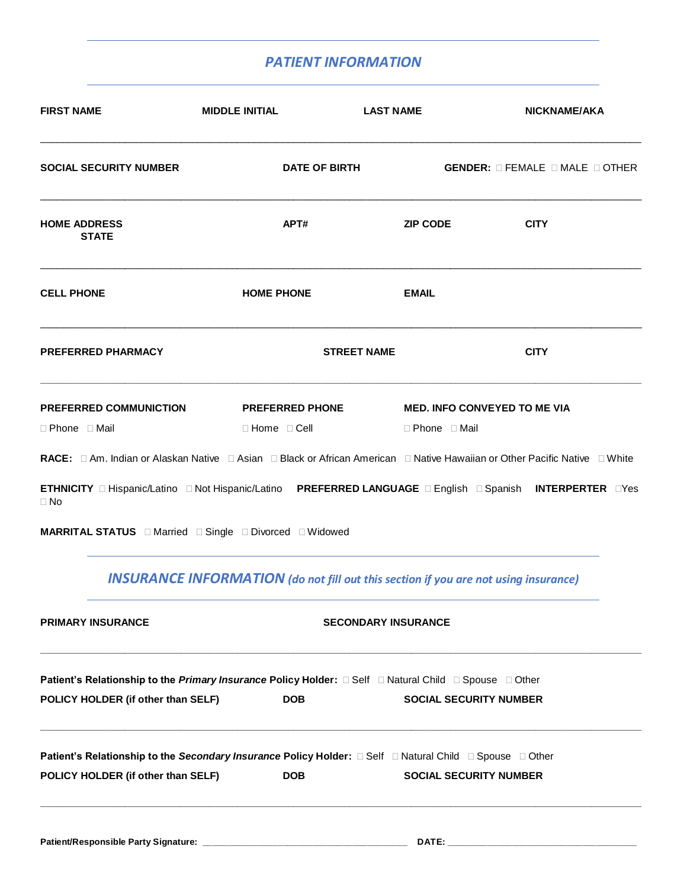## *PATIENT INFORMATION*

**FIRST NAME** **MIDDLE INITIAL** **LAST NAME** **NICKNAME/AKA**

______________________________________________________________________________________________

**SOCIAL SECURITY NUMBER** **DATE OF BIRTH** **GENDER:** ☐ FEMALE ☐ MALE ☐ OTHER

______________________________________________________________________________________________

**HOME ADDRESS** **APT#** **ZIP CODE** **CITY**
**STATE**

______________________________________________________________________________________________

**CELL PHONE** **HOME PHONE** **EMAIL**

______________________________________________________________________________________________

**PREFERRED PHARMACY** **STREET NAME** **CITY**

______________________________________________________________________________________________

**PREFERRED COMMUNICTION** **PREFERRED PHONE** **MED. INFO CONVEYED TO ME VIA**

☐ Phone ☐ Mail ☐ Home ☐ Cell ☐ Phone ☐ Mail

**RACE:** ☐ Am. Indian or Alaskan Native ☐ Asian ☐ Black or African American ☐ Native Hawaiian or Other Pacific Native ☐ White

**ETHNICITY** ☐ Hispanic/Latino ☐ Not Hispanic/Latino **PREFERRED LANGUAGE** ☐ English ☐ Spanish **INTERPERTER** ☐Yes ☐ No

**MARRITAL STATUS** ☐ Married ☐ Single ☐ Divorced ☐ Widowed

## *INSURANCE INFORMATION (do not fill out this section if you are not using insurance)*

**PRIMARY INSURANCE** **SECONDARY INSURANCE**

______________________________________________________________________________________________

**Patient's Relationship to the *Primary Insurance* Policy Holder:** ☐ Self ☐ Natural Child ☐ Spouse ☐ Other

**POLICY HOLDER (if other than SELF)** **DOB** **SOCIAL SECURITY NUMBER**

______________________________________________________________________________________________

**Patient's Relationship to the *Secondary Insurance* Policy Holder:** ☐ Self ☐ Natural Child ☐ Spouse ☐ Other

**POLICY HOLDER (if other than SELF)** **DOB** **SOCIAL SECURITY NUMBER**

______________________________________________________________________________________________

**Patient/Responsible Party Signature:** ______________________________________ **DATE:** ___________________________________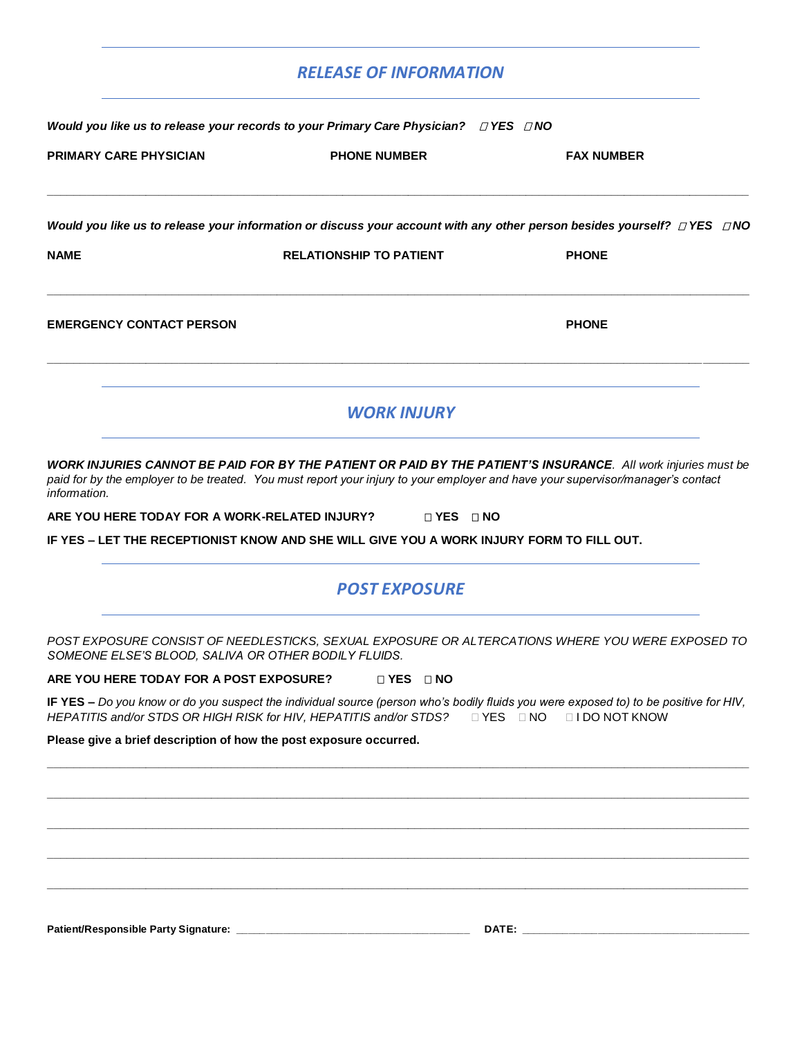## *RELEASE OF INFORMATION*

***Would you like us to release your records to your Primary Care Physician?*** ☐ ***YES*** ☐ ***NO***

| PRIMARY CARE PHYSICIAN | PHONE NUMBER | FAX NUMBER |
|---|---|---|
| | | |

***Would you like us to release your information or discuss your account with any other person besides yourself?*** ☐ ***YES*** ☐ ***NO***

| NAME | RELATIONSHIP TO PATIENT | PHONE |
|---|---|---|
| | | |

| EMERGENCY CONTACT PERSON | PHONE |
|---|---|
| | |

## *WORK INJURY*

***WORK INJURIES CANNOT BE PAID FOR BY THE PATIENT OR PAID BY THE PATIENT'S INSURANCE****. All work injuries must be paid for by the employer to be treated. You must report your injury to your employer and have your supervisor/manager's contact information.*

**ARE YOU HERE TODAY FOR A WORK-RELATED INJURY?** ☐ **YES** ☐ **NO**

**IF YES – LET THE RECEPTIONIST KNOW AND SHE WILL GIVE YOU A WORK INJURY FORM TO FILL OUT.**

## *POST EXPOSURE*

*POST EXPOSURE CONSIST OF NEEDLESTICKS, SEXUAL EXPOSURE OR ALTERCATIONS WHERE YOU WERE EXPOSED TO SOMEONE ELSE'S BLOOD, SALIVA OR OTHER BODILY FLUIDS.*

**ARE YOU HERE TODAY FOR A POST EXPOSURE?** ☐ **YES** ☐ **NO**

**IF YES –** *Do you know or do you suspect the individual source (person who's bodily fluids you were exposed to) to be positive for HIV, HEPATITIS and/or STDS OR HIGH RISK for HIV, HEPATITIS and/or STDS?* ☐ YES ☐ NO ☐ I DO NOT KNOW

**Please give a brief description of how the post exposure occurred.**

______________________________________________________________________

______________________________________________________________________

______________________________________________________________________

______________________________________________________________________

______________________________________________________________________

**Patient/Responsible Party Signature:** ______________________________ **DATE:** ______________________________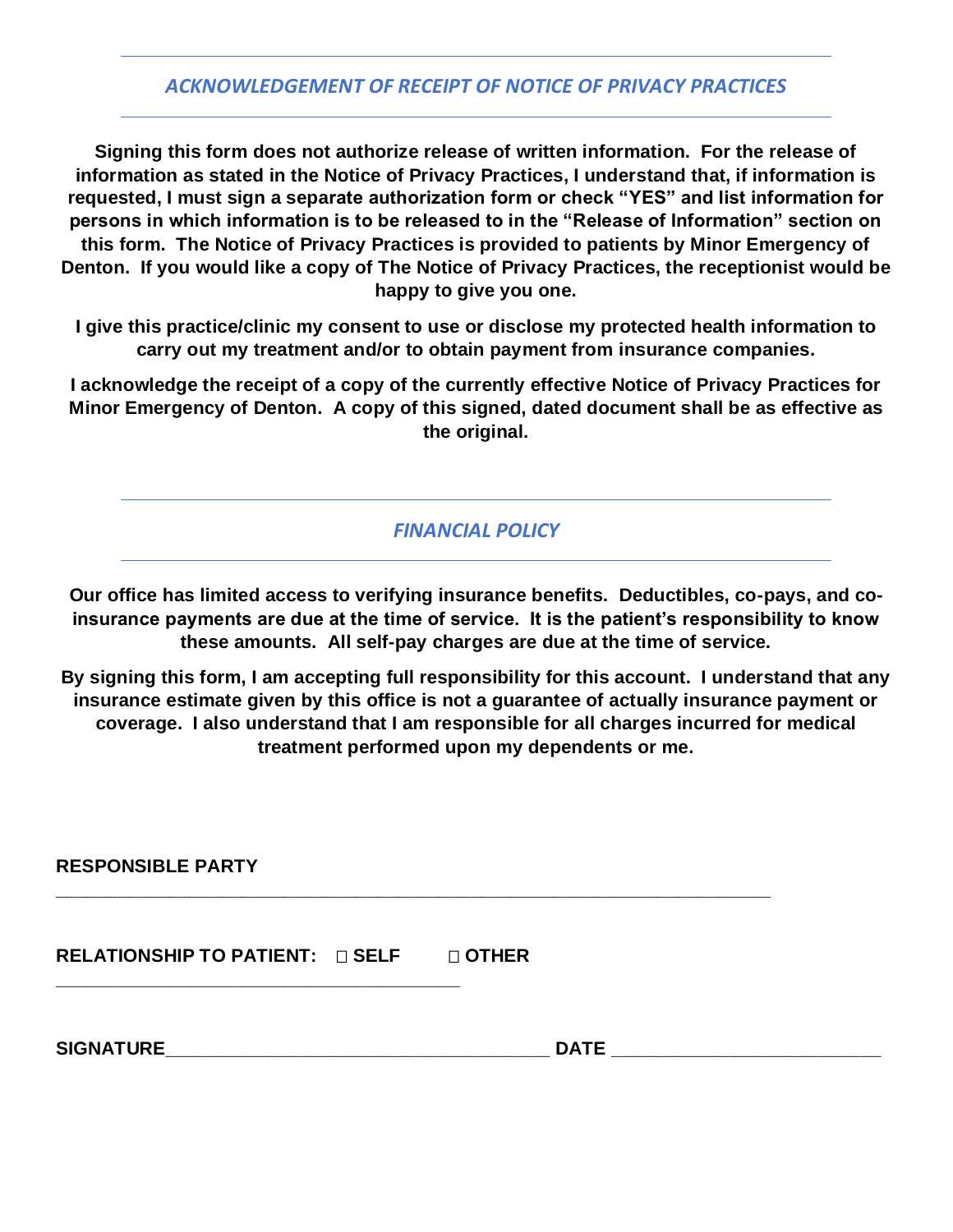## *ACKNOWLEDGEMENT OF RECEIPT OF NOTICE OF PRIVACY PRACTICES*

**Signing this form does not authorize release of written information. For the release of information as stated in the Notice of Privacy Practices, I understand that, if information is requested, I must sign a separate authorization form or check "YES" and list information for persons in which information is to be released to in the "Release of Information" section on this form. The Notice of Privacy Practices is provided to patients by Minor Emergency of Denton. If you would like a copy of The Notice of Privacy Practices, the receptionist would be happy to give you one.**

**I give this practice/clinic my consent to use or disclose my protected health information to carry out my treatment and/or to obtain payment from insurance companies.**

**I acknowledge the receipt of a copy of the currently effective Notice of Privacy Practices for Minor Emergency of Denton. A copy of this signed, dated document shall be as effective as the original.**

## *FINANCIAL POLICY*

**Our office has limited access to verifying insurance benefits. Deductibles, co-pays, and co-insurance payments are due at the time of service. It is the patient's responsibility to know these amounts. All self-pay charges are due at the time of service.**

**By signing this form, I am accepting full responsibility for this account. I understand that any insurance estimate given by this office is not a guarantee of actually insurance payment or coverage. I also understand that I am responsible for all charges incurred for medical treatment performed upon my dependents or me.**

**RESPONSIBLE PARTY**

_______________________________________________________________________

**RELATIONSHIP TO PATIENT:** ☐ **SELF** ☐ **OTHER**

________________________________________

**SIGNATURE**_____________________________________ **DATE** __________________________